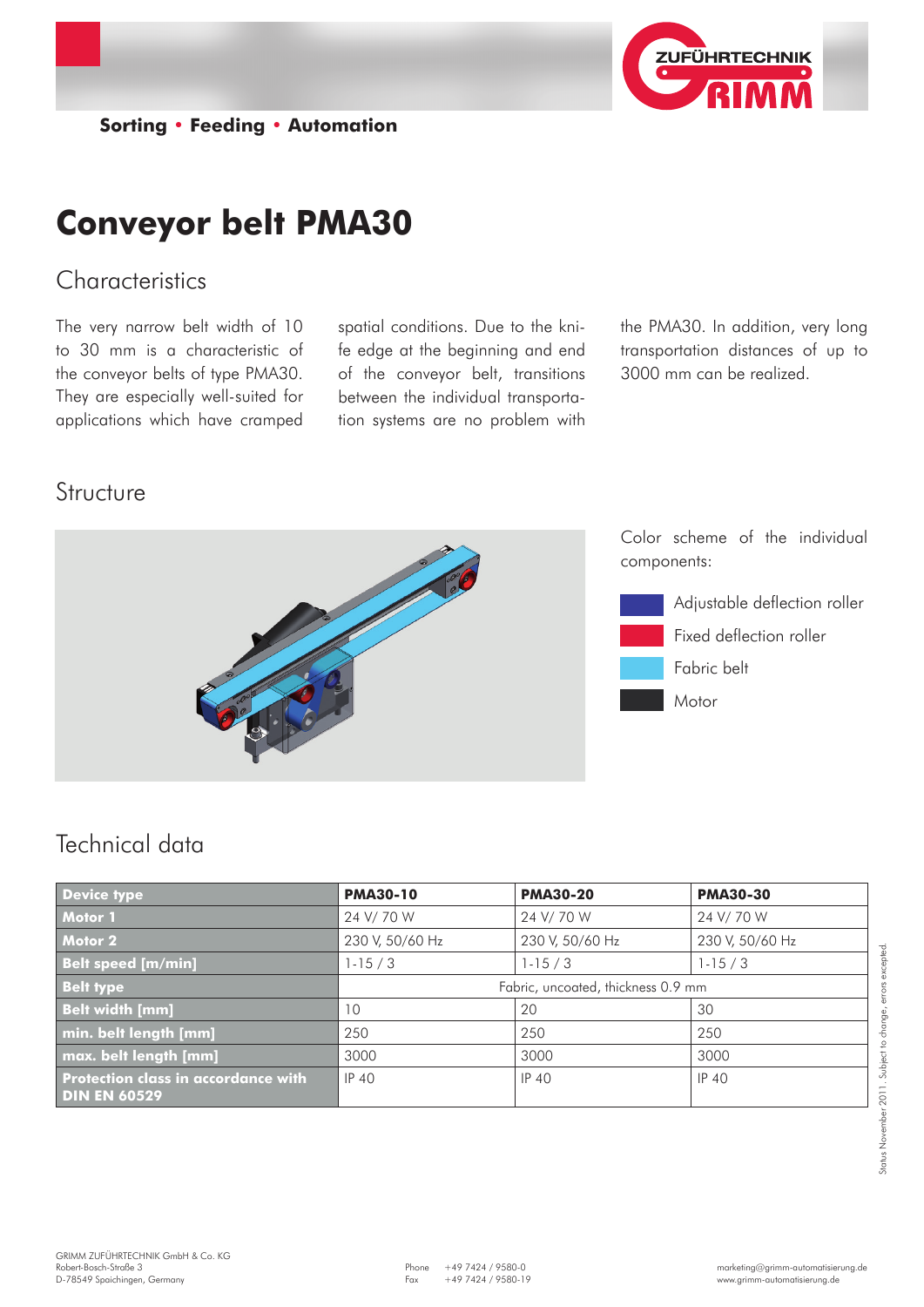Sorting • Feeding • Automation

# Conveyor belt PMA30

## Characteristics

The very narrow belt width of 10 to 30 mm is a characteristic of the conveyor belts of type PMA30. They are especially well-suited for applications which have cramped spatial conditions. Due to the knife edge at the beginning and end of the conveyor belt, transitions between the individual transportation systems are no problem with the PMA30. In addition, very long transportation distances of up to 3000 mm can be realized.

## Structure

Color scheme of the individual components:

- Adjustable deflection roller
- Fixed deflection roller
- Fabric belt
- Motor

## Technical data

| Device type | PMA30-10 | PMA30-20 | PMA30-30 |
|---|---|---|---|
| Motor 1 | 24 V/ 70 W | 24 V/ 70 W | 24 V/ 70 W |
| Motor 2 | 230 V, 50/60 Hz | 230 V, 50/60 Hz | 230 V, 50/60 Hz |
| Belt speed [m/min] | 1-15 / 3 | 1-15 / 3 | 1-15 / 3 |
| Belt type | Fabric, uncoated, thickness 0.9 mm | | |
| Belt width [mm] | 10 | 20 | 30 |
| min. belt length [mm] | 250 | 250 | 250 |
| max. belt length [mm] | 3000 | 3000 | 3000 |
| Protection class in accordance with DIN EN 60529 | IP 40 | IP 40 | IP 40 |

Status November 2011. Subject to change, errors excepted.

GRIMM ZUFÜHRTECHNIK GmbH & Co. KG
Robert-Bosch-Straße 3
D-78549 Spaichingen, Germany

Phone +49 7424 / 9580-0
Fax +49 7424 / 9580-19

marketing@grimm-automatisierung.de
www.grimm-automatisierung.de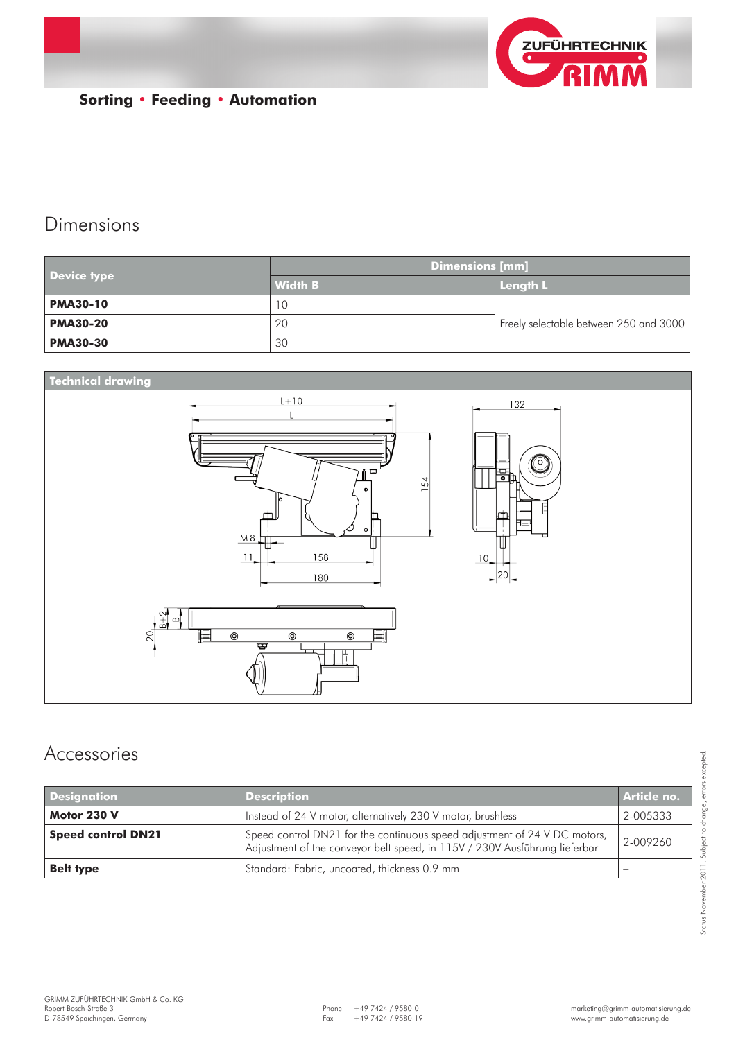Sorting • Feeding • Automation

## Dimensions

| Device type | Dimensions [mm] | |
|---|---|---|
| | Width B | Length L |
| **PMA30-10** | 10 | Freely selectable between 250 and 3000 |
| **PMA30-20** | 20 | |
| **PMA30-30** | 30 | |

**Technical drawing**

L+10
L
154
M 8
11
158
180
132
10
20
B+2
B
20

## Accessories

| Designation | Description | Article no. |
|---|---|---|
| **Motor 230 V** | Instead of 24 V motor, alternatively 230 V motor, brushless | 2-005333 |
| **Speed control DN21** | Speed control DN21 for the continuous speed adjustment of 24 V DC motors, Adjustment of the conveyor belt speed, in 115V / 230V Ausführung lieferbar | 2-009260 |
| **Belt type** | Standard: Fabric, uncoated, thickness 0.9 mm | – |

Status November 2011. Subject to change, errors excepted.

GRIMM ZUFÜHRTECHNIK GmbH & Co. KG
Robert-Bosch-Straße 3
D-78549 Spaichingen, Germany

Phone +49 7424 / 9580-0
Fax +49 7424 / 9580-19

marketing@grimm-automatisierung.de
www.grimm-automatisierung.de